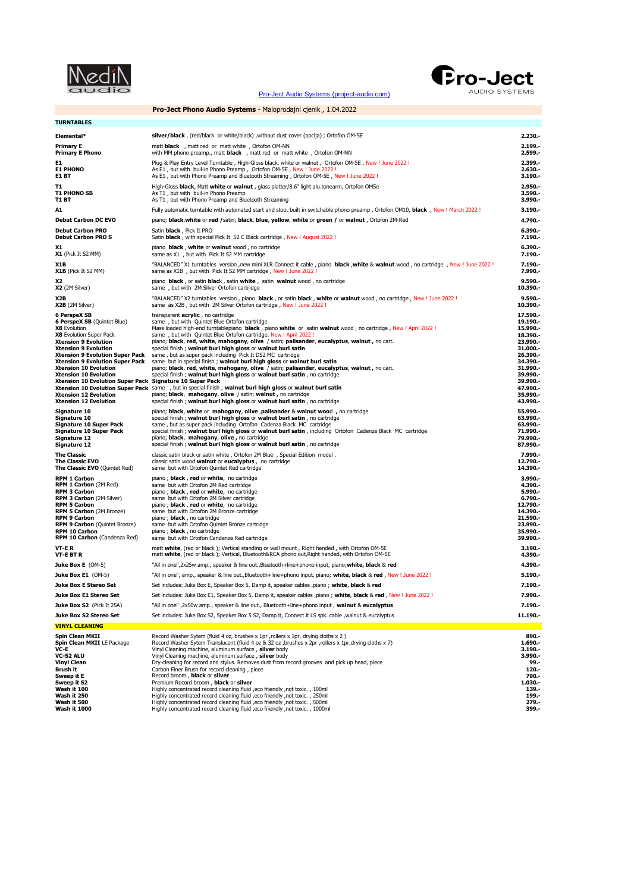MediA audio

Pro-Ject AUDIO SYSTEMS

[Pro-Ject Audio Systems (project-audio.com)](Pro-Ject Audio Systems (project-audio.com))

**Pro-Ject Phono Audio Systems** - Maloprodajni cjenik , 1.04.2022

| **TURNTABLES** | | |
|---|---|---|
| **Elemental*** | **silver/black** , (red/black or white/black) ,without dust cover (opcija) ; Ortofon OM-5E | **2.230.-** |
| **Primary E** | matt **black** , matt red or matt white , Ortofon OM-NN | **2.199.-** |
| **Primary E Phono** | with MM phono preamp., matt **black** , matt red or matt white , Ortofon OM-NN | **2.599.-** |
| **E1** | Plug & Play Entry Level Turntable , High-Gloss black, white or walnut , Ortofon OM-5E , New ! June 2022 ! | **2.399.-** |
| **E1 PHONO** | As E1 , but with buil-in Phono Preamp , Ortofon OM-5E , New ! June 2022 ! | **2.630.-** |
| **E1 BT** | As E1 , but with Phono Preamp and Bluetooth Streaming , Ortofon OM-5E , New ! June 2022 ! | **3.190.-** |
| **T1** | High-Gloss **black**, Matt **white** or **walnut** , glass platter/8.6" light alu.tonearm, Ortofon OM5e | **2.950.-** |
| **T1 PHONO SB** | As T1 , but with built-in Phono Preamp | **3.590.-** |
| **T1 BT** | As T1 , but with Phono Preamp and Bluetooth Streaming | **3.990.-** |
| **A1** | Fully automatic turntable with automated start and stop, built in switchable phono preamp , Ortofon OM10, **black** , New ! March 2022 ! | **3.190.-** |
| **Debut Carbon DC EVO** | piano; **black**,**white** or **red** /satin; **black**, **blue**, **yellow**, **white** or **green** / or **walnut** , Ortofon 2M-Red | **4.790.-** |
| **Debut Carbon PRO** | Satin **black** , Pick It PRO | **6.390.-** |
| **Debut Carbon PRO S** | Satin **black** , with special Pick It S2 C Black cartridge , New ! August 2022 ! | **7.190.-** |
| **X1** | piano **black** , **white** or **walnut** wood , no cartridge | **6.390.-** |
| **X1** (Pick It S2 MM) | same as X1 , but with Pick It S2 MM cartridge | **7.190.-** |
| **X1B** | "BALANCED" X1 turntables version ,new mini XLR Connect it cable , piano **black** ,**white** & **walnut** wood , no cartridge , New ! June 2022 ! | **7.190.-** |
| **X1B** (Pick It S2 MM) | same as X1B , but with Pick It S2 MM cartridge, New ! June 2022 ! | **7.990.-** |
| **X2** | piano **black** , or satin **black** , satin **white** , satin **walnut** wood , no cartridge | **9.590.-** |
| **X2** (2M Silver) | same , but with 2M Silver Ortofon cartridge | **10.390.-** |
| **X2B** | "BALANCED" X2 turntables version , piano **black** , or satin **black** , **white** or **walnut** wood , no cartridge , New ! June 2022 ! | **9.590.-** |
| **X2B** (2M Silver) | same as X2B , but with 2M Silver Ortofon cartridge , New ! June 2022 ! | **10.390.-** |
| **6 PerspeX SB** | transparent **acrylic** , no cartridge | **17.590.-** |
| **6 PerspeX SB** (Quintet Blue) | same , but with Quintet Blue Ortofon cartridge | **19.190.-** |
| **X8** Evolution | Mass loaded high-end turntablepiano **black** , piano **white** or satin **walnut** wood , no cartridge , New ! April 2022 ! | **15.990.-** |
| **X8** Evolution Super Pack | same , but with Quintet Blue Ortofon cartridge. New ! April 2022 ! | **18.390.-** |
| **Xtension 9 Evolution** | piano; **black**, **red**, **white**, **mahogany**, **olive** / satin; **palisander**, **eucalyptus**, **walnut** , no cart. | **23.990.-** |
| **Xtension 9 Evolution** | special finish ; **walnut burl high gloss** or **walnut burl satin** | **31.000.-** |
| **Xtension 9 Evolution Super Pack** | same , but as super pack including Pick It DS2 MC cartridge | **26.390.-** |
| **Xtension 9 Evolution Super Pack** | same but in special finish ; **walnut burl high gloss** or **walnut burl satin** | **34.390.-** |
| **Xtension 10 Evolution** | piano; **black**, **red**, **white**, **mahogany**, **olive** / satin; **palisander**, **eucalyptus**, **walnut** , no cart. | **31.990.-** |
| **Xtension 10 Evolution** | special finish ; **walnut burl high gloss** or **walnut burl satin** , no cartridge | **39.990.-** |
| **Xtension 10 Evolution Super Pack** | **Signature 10 Super Pack** | **39.990.-** |
| **Xtension 10 Evolution Super Pack** | same , but in special finish ; **walnut burl high gloss** or **walnut burl satin** | **47.990.-** |
| **Xtension 12 Evolution** | piano; **black**, **mahogany**, **olive** / satin; **walnut** , no cartridge | **35.990.-** |
| **Xtension 12 Evolution** | special finish ; **walnut burl high gloss** or **walnut burl satin** , no cartridge | **43.990.-** |
| **Signature 10** | piano; **black**, **white** or **mahogany**, **olive** ,**palisander** & **walnut wood** , no cartridge | **55.990.-** |
| **Signature 10** | special finish ; **walnut burl high gloss** or **walnut burl satin** , no cartridge | **63.990.-** |
| **Signature 10 Super Pack** | same , but as super pack including Ortofon Cadenza Black MC cartridge | **63.990.-** |
| **Signature 10 Super Pack** | special finish ; **walnut burl high gloss** or **walnut burl satin** , including Ortofon Cadenza Black MC cartridge | **71.990.-** |
| **Signature 12** | piano; **black**, **mahogany**, **olive** , no cartridge | **79.990.-** |
| **Signature 12** | special finish ; **walnut burl high gloss** or **walnut burl satin** , no cartridge | **87.990.-** |
| **The Classic** | classic satin black or satin white , Ortofon 2M Blue , Special Edition model . | **7.990.-** |
| **The Classic EVO** | classic satin wood **walnut** or **eucalyptus** , no cartridge | **12.790.-** |
| **The Classic EVO** (Quintet Red) | same but with Ortofon Quintet Red cartridge | **14.390.-** |
| **RPM 1 Carbon** | piano ; **black** , **red** or **white**, no cartridge | **3.990.-** |
| **RPM 1 Carbon** (2M Red) | same but with Ortofon 2M Red cartridge | **4.390.-** |
| **RPM 3 Carbon** | piano ; **black** , **red** or **white**, no cartridge | **5.990.-** |
| **RPM 3 Carbon** (2M Silver) | same but with Ortofon 2M Silver cartridge | **6.790.-** |
| **RPM 5 Carbon** | piano ; **black** , **red** or **white**, no cartridge | **12.790.-** |
| **RPM 5 Carbon** (2M Bronze) | same but with Ortofon 2M Bronze cartridge | **14.390.-** |
| **RPM 9 Carbon** | piano ; **black** , no cartridge | **21.590.-** |
| **RPM 9 Carbon** (Quintet Bronze) | same but with Ortofon Quintet Bronze cartridge | **23.990.-** |
| **RPM 10 Carbon** | piano ; **black** , no cartridge | **35.990.-** |
| **RPM 10 Carbon** (Candenza Red) | same but with Ortofon Candenza Red cartridge | **39.990.-** |
| **VT-E R** | matt **white**, (red or black ); Vertical standing or wall mount , Right handed , with Ortofon OM-5E | **3.190.-** |
| **VT-E BT R** | matt **white**, (red or black ); Vertical, Bluetooth&RCA phono out,Right handed, with Ortofon OM-5E | **4.390.-** |
| **Juke Box E** (OM-5) | "All in one",2x25w amp., speaker & line out.,Bluetooth+line+phono input, piano;**white, black** & **red** | **4.390.-** |
| **Juke Box E1** (OM-5) | "All in one", amp., speaker & line out.,Bluetooth+line+phono input, piano; **white, black** & **red** , New ! June 2022 ! | **5.190.-** |
| **Juke Box E Stereo Set** | Set includes: Juke Box E, Speaker Box 5, Damp it, speaker cables ,piano ; **white, black** & **red** | **7.190.-** |
| **Juke Box E1 Stereo Set** | Set includes: Juke Box E1, Speaker Box 5, Damp it, speaker cables ,piano ; **white, black** & **red** , New ! June 2022 ! | **7.990.-** |
| **Juke Box S2** (Pick It 25A) | "All in one" ,2x50w amp., speaker & line out., Bluetooth+line+phono input , **walnut** & **eucalyptus** | **7.190.-** |
| **Juke Box S2 Stereo Set** | Set includes: Juke Box S2, Speaker Box 5 S2, Damp it, Connect it LS spk. cable ,walnut & eucalyptus | **11.190.-** |
| **VINYL CLEANING** | | |
| **Spin Clean MKII** | Record Washer Sytem (fluid 4 oz, brushes x 1pr ,rollers x 1pr, drying cloths x 2 ) | **890.-** |
| **Spin Clean MKII** LE Package | Record Washer Sytem Translucent (fluid 4 oz & 32 oz ,brushes x 2pr ,rollers x 1pr,drying cloths x 7) | **1.690.-** |
| **VC-E** | Vinyl Cleaning machine, aluminum surface , **silver** body | **3.190.-** |
| **VC-S2 ALU** | Vinyl Cleaning machine, aluminum surface , **silver** body | **3.990.-** |
| **Vinyl Clean** | Dry-cleaning for record and stylus. Removes dust from record grooves and pick up head, piece | **99.-** |
| **Brush it** | Carbon Finer Brush for record cleaning , piece | **120.-** |
| **Sweep it E** | Record broom , **black** or **silver** | **790.-** |
| **Sweep it S2** | Premium Record broom , **black** or **silver** | **1.030.-** |
| **Wash it 100** | Highly concentrated record cleaning fluid ,eco friendly ,not toxic. , 100ml | **139.-** |
| **Wash it 250** | Highly concentrated record cleaning fluid ,eco friendly ,not toxic. , 250ml | **199.-** |
| **Wash it 500** | Highly concentrated record cleaning fluid ,eco friendly ,not toxic. , 500ml | **279.-** |
| **Wash it 1000** | Highly concentrated record cleaning fluid ,eco friendly ,not toxic. , 1000ml | **399.-** |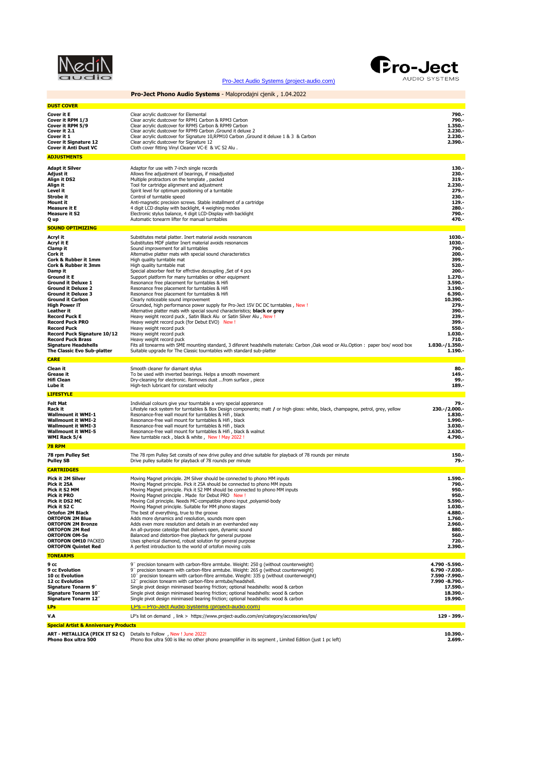Pro-Ject Audio Systems (project-audio.com)

## Pro-Ject Phono Audio Systems - Maloprodajni cjenik , 1.04.2022

| **DUST COVER** | | |
|---|---|---|
| **Cover it E** | Clear acrylic dustcover for Elemental | **790.-** |
| **Cover it RPM 1/3** | Clear acrylic dustcover for RPM1 Carbon & RPM3 Carbon | **790.-** |
| **Cover it RPM 5/9** | Clear acrylic dustcover for RPM5 Carbon & RPM9 Carbon | **1.350.-** |
| **Cover it 2.1** | Clear acrylic dustcover for RPM9 Carbon ,Ground it deluxe 2 | **2.230.-** |
| **Cover it 1** | Clear acrylic dustcover for Signature 10,RPM10 Carbon ,Ground it deluxe 1 & 3 & Carbon | **2.230.-** |
| **Cover it Signature 12** | Clear acrylic dustcover for Signature 12 | **2.390.-** |
| **Cover it Anti Dust VC** | Cloth cover fitting Vinyl Cleaner VC-E & VC S2 Alu . | |
| **ADJUSTMENTS** | | |
| **Adapt it Silver** | Adaptor for use with 7-inch single records | **130.-** |
| **Adjust it** | Allows fine adjustment of bearings, if misadjusted | **230.-** |
| **Align it DS2** | Multiple protractors on the template , packed | **319.-** |
| **Align it** | Tool for cartridge alignment and adjustment | **2.230.-** |
| **Level it** | Spirit level for optimum positioning of a turntable | **279.-** |
| **Strobe it** | Control of turntable speed | **230.-** |
| **Mount it** | Anti-magnetic precision screws. Stable installment of a cartridge | **129.-** |
| **Measure it E** | 4 digit LCD display with backlight, 4 weighing modes | **280.-** |
| **Measure it S2** | Electronic stylus balance, 4 digit LCD-Display with backlight | **790.-** |
| **Q up** | Automatic tonearm lifter for manual turntables | **470.-** |
| **SOUND OPTIMIZING** | | |
| **Acryl it** | Substitutes metal platter. Inert material avoids resonances | **1030.-** |
| **Acryl it E** | Substitutes MDF platter Inert material avoids resonances | **1030.-** |
| **Clamp it** | Sound improvement for all turntables | **790.-** |
| **Cork it** | Alternative platter mats with special sound characteristics | **200.-** |
| **Cork & Rubber it 1mm** | High quality turntable mat | **399.-** |
| **Cork & Rubber it 3mm** | High quality turntable mat | **520.-** |
| **Damp it** | Special absorber feet for effrctive decoupling ,Set of 4 pcs | **200.-** |
| **Ground it E** | Support platform for many turntables or other equipment | **1.270.-** |
| **Ground it Deluxe 1** | Resonance free placement for turntables & Hifi | **3.590.-** |
| **Ground it Deluxe 2** | Resonance free placement for turntables & Hifi | **3.190.-** |
| **Ground it Deluxe 3** | Resonance free placement for turntables & Hifi | **6.390.-** |
| **Ground it Carbon** | Clearly noticeable sound improvement | **10.390.-** |
| **High Power iT** | Grounded, high performance power supply for Pro-Ject 15V DC DC turntables , New ! | **279.-** |
| **Leather it** | Alternative platter mats with special sound characteristics; **black or grey** | **390.-** |
| **Record Puck E** | Heavy weight record puck , Satin Black Alu or Satin Silver Alu , New ! | **239.-** |
| **Record Puck PRO** | Heavy weight record puck (for Debut EVO) New ! | **399.-** |
| **Record Puck** | Heavy weight record puck | **550.-** |
| **Record Puck Signature 10/12** | Heavy weight record puck | **1.030.-** |
| **Record Puck Brass** | Heavy weight record puck | **710.-** |
| **Signature Headshells** | Fits all tonearms with SME mounting standard, 3 diferent headshells materials: Carbon ,Oak wood or Alu.Option : paper box/ wood box | **1.030.-/1.350.-** |
| **The Classic Evo Sub-platter** | Suitable upgrade for The Classic tourntables with standard sub-platter | **1.190.-** |
| **CARE** | | |
| **Clean it** | Smooth cleaner for diamant stylus | **80.-** |
| **Grease it** | To be used with inverted bearings. Helps a smooth movement | **149.-** |
| **Hifi Clean** | Dry-cleaning for electronic. Removes dust ...from surface , piece | **99.-** |
| **Lube it** | High-tech lubricant for constant velocity | **189.-** |
| **LIFESTYLE** | | |
| **Felt Mat** | Individual colours give your tourntable a very special apperance | **79.-** |
| **Rack it** | Lifestyle rack system for turntables & Box Design components; matt **/** or high gloss: white, black, champagne, petrol, grey, yellow | **230.-/2.000.-** |
| **Wallmount it WMI-1** | Resonance-free wall mount for turntables & Hifi , black | **1.830.-** |
| **Wallmount it WMI-2** | Resonance-free wall mount for turntables & Hifi , black | **1.990.-** |
| **Wallmount it WMI-3** | Resonance-free wall mount for turntables & Hifi , black | **3.030.-** |
| **Wallmount it WMI-5** | Resonance-free wall mount for turntables & Hifi , black & walnut | **2.630.-** |
| **WMI Rack 5/4** | New turntable rack , black & white , New ! May 2022 ! | **4.790.-** |
| **78 RPM** | | |
| **78 rpm Pulley Set** | The 78 rpm Pulley Set consits of new drive pulley and drive suitable for playback of 78 rounds per minute | **150.-** |
| **Pulley SB** | Drive pulley suitable for playback of 78 rounds per minute | **79.-** |
| **CARTRIDGES** | | |
| **Pick it 2M Silver** | Moving Magnet principle. 2M Silver should be connected to phono MM inputs | **1.590.-** |
| **Pick it 25A** | Moving Magnet principle. Pick it 25A should be connected to phono MM inputs | **790.-** |
| **Pick it S2 MM** | Moving Magnet principle. Pick it S2 MM should be connected to phono MM inputs | **950.-** |
| **Pick it PRO** | Moving Magnet principle . Made for Debut PRO New ! | **950.-** |
| **Pick it DS2 MC** | Moving Coil principle. Needs MC-compatible phono input ,polyamid-body | **5.590.-** |
| **Pick it S2 C** | Moving Magnet principle. Suitable for MM phono stages | **1.030.-** |
| **Ortofon 2M Black** | The best of everything, true to the groove | **4.880.-** |
| **ORTOFON 2M Blue** | Adds more dynamics and resolution, sounds more open | **1.760.-** |
| **ORTOFON 2M Bronze** | Adds even more resolution and details in an evenhanded way | **2.960.-** |
| **ORTOFON 2M Red** | An all-purpose cateidge that delivers open, dynamic sound | **880.-** |
| **ORTOFON OM-5e** | Balanced and distortion-free playback for general purpose | **560.-** |
| **ORTOFON OM10** PACKED | Uses spherical diamond, robust solution for general purpose | **720.-** |
| **ORTOFON Quintet Red** | A perfest introduction to the world of ortofon moving coils | **2.390.-** |
| **TONEARMS** | | |
| **9 cc** | 9¨ precision tonearm with carbon-fibre armtube. Weight: 250 g (without counterweight) | **4.790 -5.590.-** |
| **9 cc Evolution** | 9¨ precision tonearm with carbon-fibre armtube. Weight: 265 g (without counterweight) | **6.790 -7.030.-** |
| **10 cc Evolution** | 10¨ precision tonearm with carbon-fibre armtube. Weight: 335 g (without counterweight) | **7.590 -7.990.-** |
| **12 cc Evolution** | 12¨ precision tonearm with carbon-fibre armtube/headshell. | **7.990 -8.790.-** |
| **Signature Tonarm 9¨** | Single pivot design minimased bearing friction; optional headshells: wood & carbon | **17.590.-** |
| **Signature Tonarm 10¨** | Single pivot design minimased bearing friction; optional headshells: wood & carbon | **18.390.-** |
| **Signature Tonarm 12¨** | Single pivot design minimased bearing friction; optional headshells: wood & carbon | **19.990.-** |
| **LPs** | LPs – Pro-Ject Audio Systems (project-audio.com) | |
| **V.A** | LP's list on demand , link > https://www.project-audio.com/en/category/accessories/lps/ | **129 - 399.-** |
| **Special Artist & Anniversary Products** | | |
| **ART - METALLICA (PICK IT S2 C)** | Details to Follow , New ! June 2022! | **10.390.-** |
| **Phono Box ultra 500** | Phono Box ultra 500 is like no other phono preamplifier in its segment , Limited Edition (just 1 pc left) | **2.699.-** |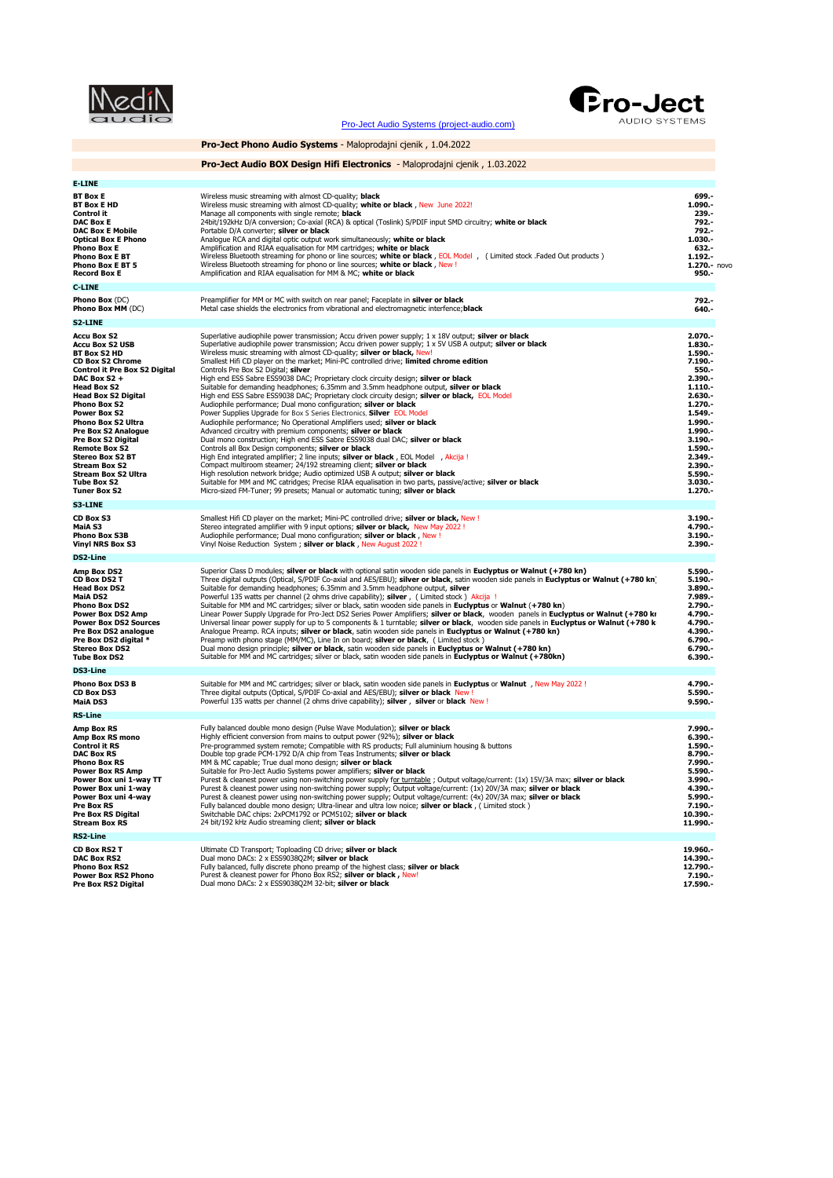Pro-Ject Audio Systems (project-audio.com)

**Pro-Ject Phono Audio Systems** - Maloprodajni cjenik , 1.04.2022

**Pro-Ject Audio BOX Design Hifi Electronics** - Maloprodajni cjenik , 1.03.2022

| Product | Description | Price |
|---|---|---|
| **E-LINE** | | |
| **BT Box E** | Wireless music streaming with almost CD-quality; **black** | **699.-** |
| **BT Box E HD** | Wireless music streaming with almost CD-quality; **white or black** , New June 2022! | **1.090.-** |
| **Control it** | Manage all components with single remote; **black** | **239.-** |
| **DAC Box E** | 24bit/192kHz D/A conversion; Co-axial (RCA) & optical (Toslink) S/PDIF input SMD circuitry; **white or black** | **792.-** |
| **DAC Box E Mobile** | Portable D/A converter; **silver or black** | **792.-** |
| **Optical Box E Phono** | Analogue RCA and digital optic output work simultaneously; **white or black** | **1.030.-** |
| **Phono Box E** | Amplification and RIAA equalisation for MM cartridges; **white or black** | **632.-** |
| **Phono Box E BT** | Wireless Bluetooth streaming for phono or line sources; **white or black** , EOL Model , ( Limited stock .Faded Out products ) | **1.192.-** |
| **Phono Box E BT 5** | Wireless Bluetooth streaming for phono or line sources; **white or black** , New ! | **1.270.-** novo |
| **Record Box E** | Amplification and RIAA equalisation for MM & MC; **white or black** | **950.-** |
| **C-LINE** | | |
| **Phono Box** (DC) | Preamplifier for MM or MC with switch on rear panel; Faceplate in **silver or black** | **792.-** |
| **Phono Box MM** (DC) | Metal case shields the electronics from vibrational and electromagnetic interference;**black** | **640.-** |
| **S2-LINE** | | |
| **Accu Box S2** | Superlative audiophile power transmission; Accu driven power supply; 1 x 18V output; **silver or black** | **2.070.-** |
| **Accu Box S2 USB** | Superlative audiophile power transmission; Accu driven power supply; 1 x 5V USB A output; **silver or black** | **1.830.-** |
| **BT Box S2 HD** | Wireless music streaming with almost CD-quality; **silver or black,** New! | **1.590.-** |
| **CD Box S2 Chrome** | Smallest Hifi CD player on the market; Mini-PC controlled drive; **limited chrome edition** | **7.190.-** |
| **Control it Pre Box S2 Digital** | Controls Pre Box S2 Digital; **silver** | **550.-** |
| **DAC Box S2 +** | High end ESS Sabre ESS9038 DAC; Proprietary clock circuity design; **silver or black** | **2.390.-** |
| **Head Box S2** | Suitable for demanding headphones; 6.35mm and 3.5mm headphone output, **silver or black** | **1.110.-** |
| **Head Box S2 Digital** | High end ESS Sabre ESS9038 DAC; Proprietary clock circuity design; **silver or black,** EOL Model | **2.630.-** |
| **Phono Box S2** | Audiophile performance; Dual mono configuration; **silver or black** | **1.270.-** |
| **Power Box S2** | Power Supplies Upgrade for Box S Series Electronics, **Silver** EOL Model | **1.549.-** |
| **Phono Box S2 Ultra** | Audiophile performance; No Operational Amplifiers used; **silver or black** | **1.990.-** |
| **Pre Box S2 Analogue** | Advanced circuitry with premium components; **silver or black** | **1.990.-** |
| **Pre Box S2 Digital** | Dual mono construction; High end ESS Sabre ESS9038 dual DAC; **silver or black** | **3.190.-** |
| **Remote Box S2** | Controls all Box Design components; **silver or black** | **1.590.-** |
| **Stereo Box S2 BT** | High End integrated amplifier; 2 line inputs; **silver or black** , EOL Model , Akcija ! | **2.349.-** |
| **Stream Box S2** | Compact multiroom steamer; 24/192 streaming client; **silver or black** | **2.390.-** |
| **Stream Box S2 Ultra** | High resolution network bridge; Audio optimized USB A output; **silver or black** | **5.590.-** |
| **Tube Box S2** | Suitable for MM and MC catridges; Precise RIAA equalisation in two parts, passive/active; **silver or black** | **3.030.-** |
| **Tuner Box S2** | Micro-sized FM-Tuner; 99 presets; Manual or automatic tuning; **silver or black** | **1.270.-** |
| **S3-LINE** | | |
| **CD Box S3** | Smallest Hifi CD player on the market; Mini-PC controlled drive; **silver or black,** New ! | **3.190.-** |
| **MaiA S3** | Stereo integrated amplifier with 9 input options; **silver or black,** New May 2022 ! | **4.790.-** |
| **Phono Box S3B** | Audiophile performance; Dual mono configuration; **silver or black ,** New ! | **3.190.-** |
| **Vinyl NRS Box S3** | Vinyl Noise Reduction System ; **silver or black** , New August 2022 ! | **2.390.-** |
| **DS2-Line** | | |
| **Amp Box DS2** | Superior Class D modules; **silver or black** with optional satin wooden side panels in **Euclyptus or Walnut (+780 kn)** | **5.590.-** |
| **CD Box DS2 T** | Three digital outputs (Optical, S/PDIF Co-axial and AES/EBU); **silver or black**, satin wooden side panels in **Euclyptus or Walnut (+780 kn** | **5.190.-** |
| **Head Box DS2** | Suitable for demanding headphones; 6.35mm and 3.5mm headphone output, **silver** | **3.890.-** |
| **MaiA DS2** | Powerful 135 watts per channel (2 ohms drive capability); **silver** , ( Limited stock ) Akcija ! | **7.989.-** |
| **Phono Box DS2** | Suitable for MM and MC cartridges; silver or black, satin wooden side panels in **Euclyptus** or **Walnut (+780 kn)** | **2.790.-** |
| **Power Box DS2 Amp** | Linear Power Supply Upgrade for Pro-Ject DS2 Series Power Amplifiers; **silver or black**, wooden panels in **Euclyptus or Walnut (+780 kı** | **4.790.-** |
| **Power Box DS2 Sources** | Universal linear power supply for up to 5 components & 1 turntable; **silver or black**, wooden side panels in **Euclyptus or Walnut (+780 k** | **4.790.-** |
| **Pre Box DS2 analogue** | Analogue Preamp. RCA inputs; **silver or black**, satin wooden side panels in **Euclyptus or Walnut (+780 kn)** | **4.390.-** |
| **Pre Box DS2 digital \*** | Preamp with phono stage (MM/MC), Line In on board; **silver or black**, ( Limited stock ) | **6.790.-** |
| **Stereo Box DS2** | Dual mono design principle; **silver or black**, satin wooden side panels in **Euclyptus or Walnut (+780 kn)** | **6.790.-** |
| **Tube Box DS2** | Suitable for MM and MC cartridges; silver or black, satin wooden side panels in **Euclyptus or Walnut (+780kn)** | **6.390.-** |
| **DS3-Line** | | |
| **Phono Box DS3 B** | Suitable for MM and MC cartridges; silver or black, satin wooden side panels in **Euclyptus** or **Walnut** , New May 2022 ! | **4.790.-** |
| **CD Box DS3** | Three digital outputs (Optical, S/PDIF Co-axial and AES/EBU); **silver or black** New ! | **5.590.-** |
| **MaiA DS3** | Powerful 135 watts per channel (2 ohms drive capability); **silver** , **silver** or **black** New ! | **9.590.-** |
| **RS-Line** | | |
| **Amp Box RS** | Fully balanced double mono design (Pulse Wave Modulation); **silver or black** | **7.990.-** |
| **Amp Box RS mono** | Highly efficient conversion from mains to output power (92%); **silver or black** | **6.390.-** |
| **Control it RS** | Pre-programmed system remote; Compatible with RS products; Full aluminium housing & buttons | **1.590.-** |
| **DAC Box RS** | Double top grade PCM-1792 D/A chip from Teas Instruments; **silver or black** | **8.790.-** |
| **Phono Box RS** | MM & MC capable; True dual mono design; **silver or black** | **7.990.-** |
| **Power Box RS Amp** | Suitable for Pro-Ject Audio Systems power amplifiers; **silver or black** | **5.590.-** |
| **Power Box uni 1-way TT** | Purest & cleanest power using non-switching power supply for turntable ; Output voltage/current: (1x) 15V/3A max; **silver or black** | **3.990.-** |
| **Power Box uni 1-way** | Purest & cleanest power using non-switching power supply; Output voltage/current: (1x) 20V/3A max; **silver or black** | **4.390.-** |
| **Power Box uni 4-way** | Purest & cleanest power using non-switching power supply; Output voltage/current: (4x) 20V/3A max; **silver or black** | **5.990.-** |
| **Pre Box RS** | Fully balanced double mono design; Ultra-linear and ultra low noice; **silver or black** , ( Limited stock ) | **7.190.-** |
| **Pre Box RS Digital** | Switchable DAC chips: 2xPCM1792 or PCM5102; **silver or black** | **10.390.-** |
| **Stream Box RS** | 24 bit/192 kHz Audio streaming client; **silver or black** | **11.990.-** |
| **RS2-Line** | | |
| **CD Box RS2 T** | Ultimate CD Transport; Toploading CD drive; **silver or black** | **19.960.-** |
| **DAC Box RS2** | Dual mono DACs: 2 x ESS9038Q2M; **silver or black** | **14.390.-** |
| **Phono Box RS2** | Fully balanced, fully discrete phono preamp of the highest class; **silver or black** | **12.790.-** |
| **Power Box RS2 Phono** | Purest & cleanest power for Phono Box RS2; **silver or black ,** New! | **7.190.-** |
| **Pre Box RS2 Digital** | Dual mono DACs: 2 x ESS9038Q2M 32-bit; **silver or black** | **17.590.-** |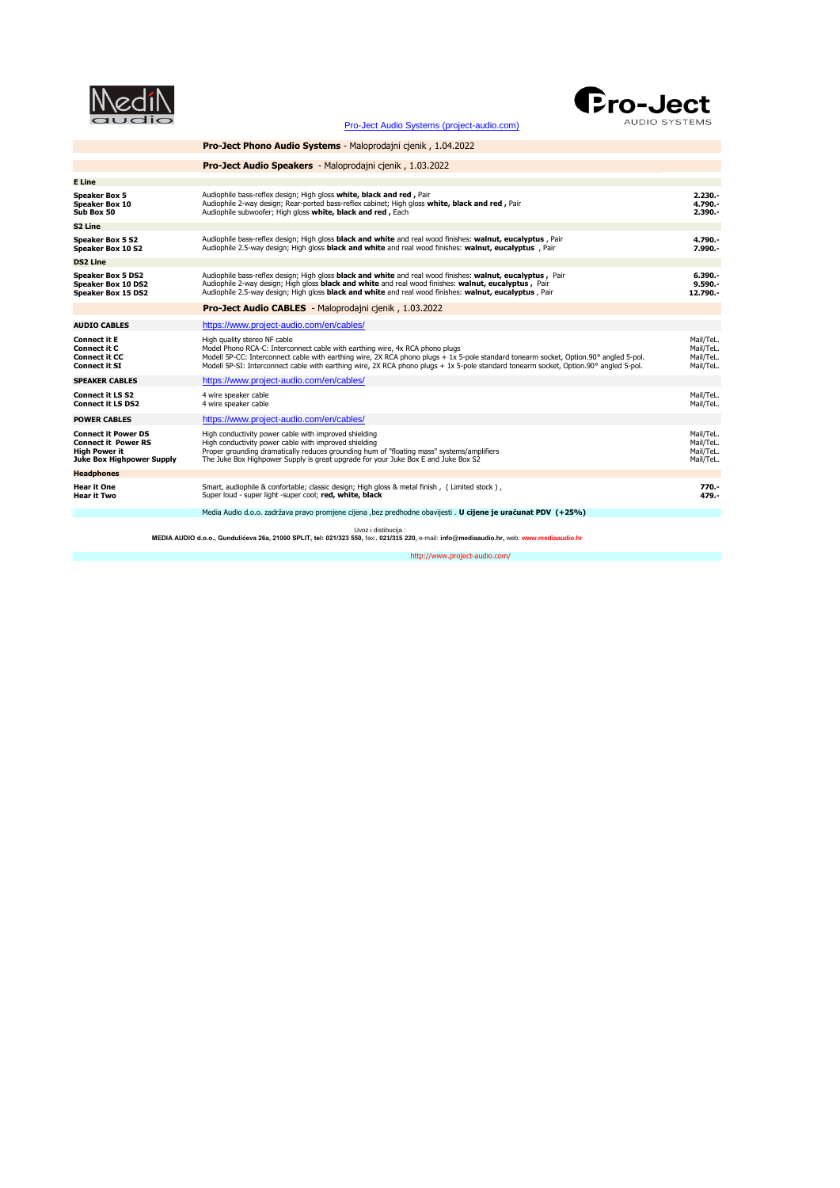[Pro-Ject Audio Systems (project-audio.com)](https://www.project-audio.com)

| | | |
|---|---|---|
| | **Pro-Ject Phono Audio Systems** - Maloprodajni cjenik , 1.04.2022 | |
| | **Pro-Ject Audio Speakers** - Maloprodajni cjenik , 1.03.2022 | |
| **E Line** | | |
| **Speaker Box 5** | Audiophile bass-reflex design; High gloss **white, black and red ,** Pair | **2.230.-** |
| **Speaker Box 10** | Audiophile 2-way design; Rear-ported bass-reflex cabinet; High gloss **white, black and red ,** Pair | **4.790.-** |
| **Sub Box 50** | Audiophile subwoofer; High gloss **white, black and red ,** Each | **2.390.-** |
| **S2 Line** | | |
| **Speaker Box 5 S2** | Audiophile bass-reflex design; High gloss **black and white** and real wood finishes: **walnut, eucalyptus** , Pair | **4.790.-** |
| **Speaker Box 10 S2** | Audiophile 2.5-way design; High gloss **black and white** and real wood finishes: **walnut, eucalyptus** , Pair | **7.990.-** |
| **DS2 Line** | | |
| **Speaker Box 5 DS2** | Audiophile bass-reflex design; High gloss **black and white** and real wood finishes: **walnut, eucalyptus ,** Pair | **6.390.-** |
| **Speaker Box 10 DS2** | Audiophile 2-way design; High gloss **black and white** and real wood finishes: **walnut, eucalyptus ,** Pair | **9.590.-** |
| **Speaker Box 15 DS2** | Audiophile 2.5-way design; High gloss **black and white** and real wood finishes: **walnut, eucalyptus** , Pair | **12.790.-** |
| | **Pro-Ject Audio CABLES** - Maloprodajni cjenik , 1.03.2022 | |
| **AUDIO CABLES** | https://www.project-audio.com/en/cables/ | |
| **Connect it E** | High quality stereo NF cable | Mail/TeL. |
| **Connect it C** | Model Phono RCA-C: Interconnect cable with earthing wire, 4x RCA phono plugs | Mail/TeL. |
| **Connect it CC** | Modell 5P-CC: Interconnect cable with earthing wire, 2X RCA phono plugs + 1x 5-pole standard tonearm socket, Option.90° angled 5-pol. | Mail/TeL. |
| **Connect it SI** | Modell 5P-SI: Interconnect cable with earthing wire, 2X RCA phono plugs + 1x 5-pole standard tonearm socket, Option.90° angled 5-pol. | Mail/TeL. |
| **SPEAKER CABLES** | https://www.project-audio.com/en/cables/ | |
| **Connect it LS S2** | 4 wire speaker cable | Mail/TeL. |
| **Connect it LS DS2** | 4 wire speaker cable | Mail/TeL. |
| **POWER CABLES** | https://www.project-audio.com/en/cables/ | |
| **Connect it Power DS** | High conductivity power cable with improved shielding | Mail/TeL. |
| **Connect it Power RS** | High conductivity power cable with improved shielding | Mail/TeL. |
| **High Power it** | Proper grounding dramatically reduces grounding hum of "floating mass" systems/amplifiers | Mail/TeL. |
| **Juke Box Highpower Supply** | The Juke Box Highpower Supply is great upgrade for your Juke Box E and Juke Box S2 | Mail/TeL. |
| **Headphones** | | |
| **Hear it One** | Smart, audiophile & confortable; classic design; High gloss & metal finish , ( Limited stock ) , | **770.-** |
| **Hear it Two** | Super loud - super light -super cool; **red, white, black** | **479.-** |

Media Audio d.o.o. zadržava pravo promjene cijena ,bez predhodne obavijesti . **U cijene je uračunat PDV (+25%)**

Uvoz i distibucija :
**MEDIA AUDIO d.o.o., Gundulićeva 26a, 21000 SPLIT, tel: 021/323 550,** fax:. **021/315 220,** e-mail: **info@mediaaudio.hr,** web: **www.mediaaudio.hr**

http://www.project-audio.com/